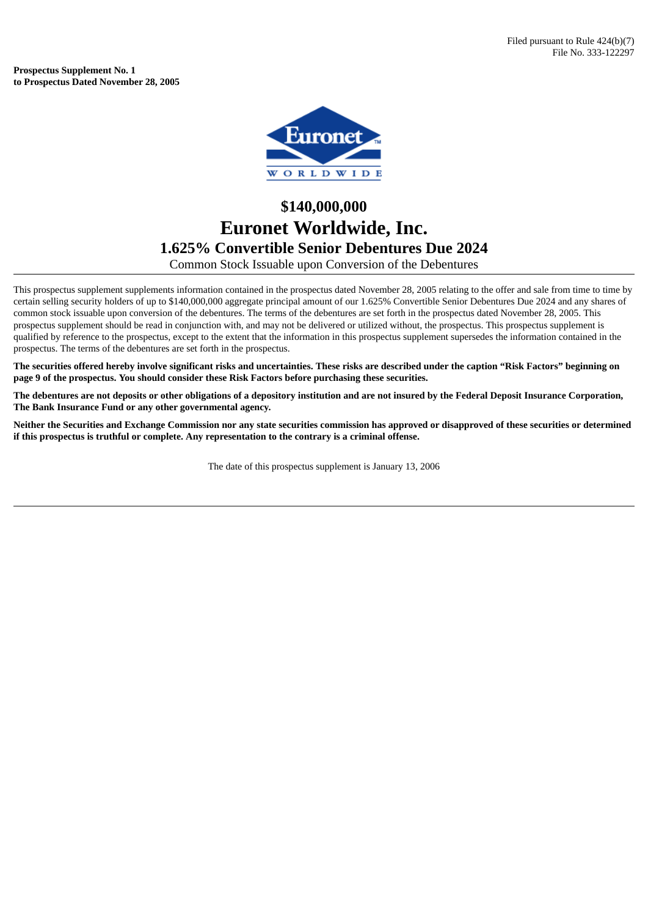Filed pursuant to Rule 424(b)(7)
File No. 333-122297

**Prospectus Supplement No. 1**
**to Prospectus Dated November 28, 2005**

# $140,000,000

# Euronet Worldwide, Inc.

## 1.625% Convertible Senior Debentures Due 2024

Common Stock Issuable upon Conversion of the Debentures

---

This prospectus supplement supplements information contained in the prospectus dated November 28, 2005 relating to the offer and sale from time to time by certain selling security holders of up to $140,000,000 aggregate principal amount of our 1.625% Convertible Senior Debentures Due 2024 and any shares of common stock issuable upon conversion of the debentures. The terms of the debentures are set forth in the prospectus dated November 28, 2005. This prospectus supplement should be read in conjunction with, and may not be delivered or utilized without, the prospectus. This prospectus supplement is qualified by reference to the prospectus, except to the extent that the information in this prospectus supplement supersedes the information contained in the prospectus. The terms of the debentures are set forth in the prospectus.

**The securities offered hereby involve significant risks and uncertainties. These risks are described under the caption "Risk Factors" beginning on page 9 of the prospectus. You should consider these Risk Factors before purchasing these securities.**

**The debentures are not deposits or other obligations of a depository institution and are not insured by the Federal Deposit Insurance Corporation, The Bank Insurance Fund or any other governmental agency.**

**Neither the Securities and Exchange Commission nor any state securities commission has approved or disapproved of these securities or determined if this prospectus is truthful or complete. Any representation to the contrary is a criminal offense.**

The date of this prospectus supplement is January 13, 2006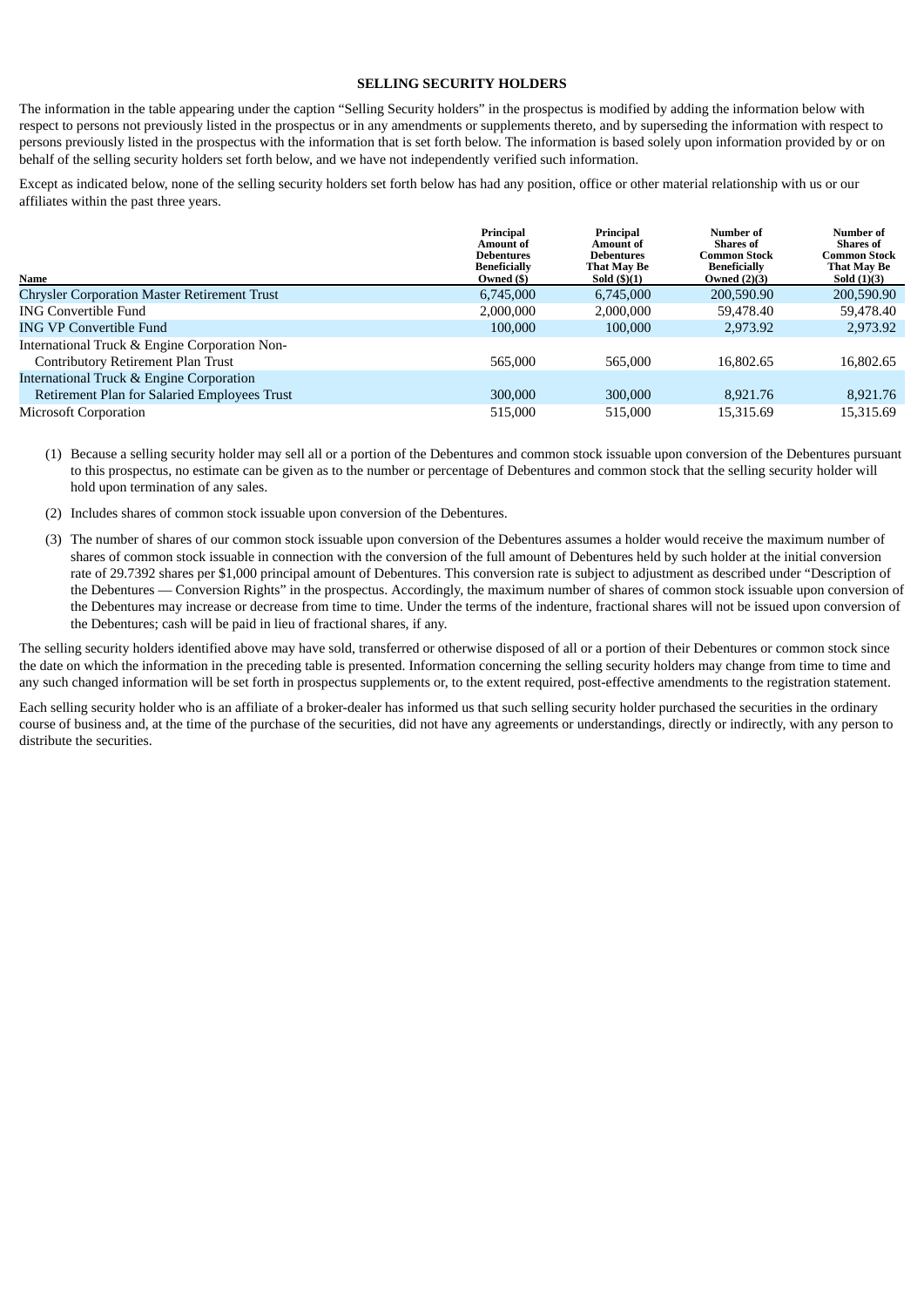## SELLING SECURITY HOLDERS

The information in the table appearing under the caption "Selling Security holders" in the prospectus is modified by adding the information below with respect to persons not previously listed in the prospectus or in any amendments or supplements thereto, and by superseding the information with respect to persons previously listed in the prospectus with the information that is set forth below. The information is based solely upon information provided by or on behalf of the selling security holders set forth below, and we have not independently verified such information.

Except as indicated below, none of the selling security holders set forth below has had any position, office or other material relationship with us or our affiliates within the past three years.

| Name | Principal Amount of Debentures Beneficially Owned ($) | Principal Amount of Debentures That May Be Sold ($)(1) | Number of Shares of Common Stock Beneficially Owned (2)(3) | Number of Shares of Common Stock That May Be Sold (1)(3) |
|---|---|---|---|---|
| Chrysler Corporation Master Retirement Trust | 6,745,000 | 6,745,000 | 200,590.90 | 200,590.90 |
| ING Convertible Fund | 2,000,000 | 2,000,000 | 59,478.40 | 59,478.40 |
| ING VP Convertible Fund | 100,000 | 100,000 | 2,973.92 | 2,973.92 |
| International Truck & Engine Corporation Non-Contributory Retirement Plan Trust | 565,000 | 565,000 | 16,802.65 | 16,802.65 |
| International Truck & Engine Corporation Retirement Plan for Salaried Employees Trust | 300,000 | 300,000 | 8,921.76 | 8,921.76 |
| Microsoft Corporation | 515,000 | 515,000 | 15,315.69 | 15,315.69 |

(1) Because a selling security holder may sell all or a portion of the Debentures and common stock issuable upon conversion of the Debentures pursuant to this prospectus, no estimate can be given as to the number or percentage of Debentures and common stock that the selling security holder will hold upon termination of any sales.

(2) Includes shares of common stock issuable upon conversion of the Debentures.

(3) The number of shares of our common stock issuable upon conversion of the Debentures assumes a holder would receive the maximum number of shares of common stock issuable in connection with the conversion of the full amount of Debentures held by such holder at the initial conversion rate of 29.7392 shares per $1,000 principal amount of Debentures. This conversion rate is subject to adjustment as described under "Description of the Debentures — Conversion Rights" in the prospectus. Accordingly, the maximum number of shares of common stock issuable upon conversion of the Debentures may increase or decrease from time to time. Under the terms of the indenture, fractional shares will not be issued upon conversion of the Debentures; cash will be paid in lieu of fractional shares, if any.

The selling security holders identified above may have sold, transferred or otherwise disposed of all or a portion of their Debentures or common stock since the date on which the information in the preceding table is presented. Information concerning the selling security holders may change from time to time and any such changed information will be set forth in prospectus supplements or, to the extent required, post-effective amendments to the registration statement.

Each selling security holder who is an affiliate of a broker-dealer has informed us that such selling security holder purchased the securities in the ordinary course of business and, at the time of the purchase of the securities, did not have any agreements or understandings, directly or indirectly, with any person to distribute the securities.